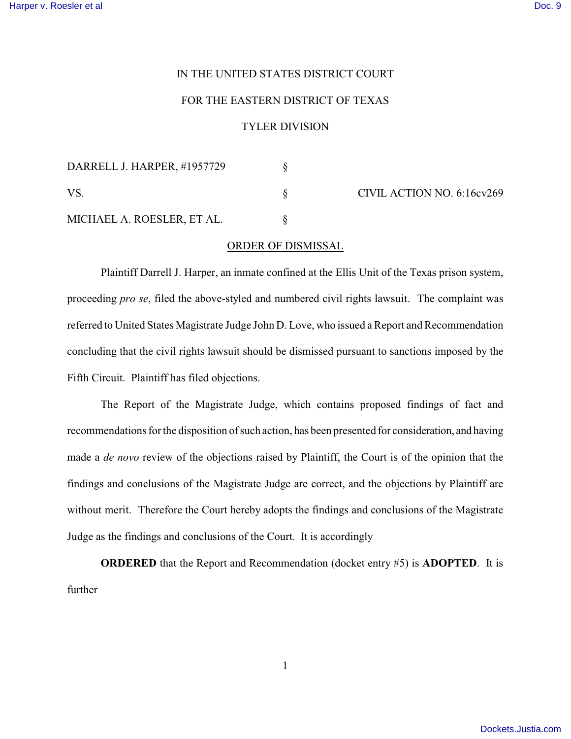IN THE UNITED STATES DISTRICT COURT

FOR THE EASTERN DISTRICT OF TEXAS

TYLER DIVISION

| | | |
|---|---|---|
| DARRELL J. HARPER, #1957729 | § | |
| VS. | § | CIVIL ACTION NO. 6:16cv269 |
| MICHAEL A. ROESLER, ET AL. | § | |

ORDER OF DISMISSAL

Plaintiff Darrell J. Harper, an inmate confined at the Ellis Unit of the Texas prison system, proceeding *pro se*, filed the above-styled and numbered civil rights lawsuit. The complaint was referred to United States Magistrate Judge John D. Love, who issued a Report and Recommendation concluding that the civil rights lawsuit should be dismissed pursuant to sanctions imposed by the Fifth Circuit. Plaintiff has filed objections.

The Report of the Magistrate Judge, which contains proposed findings of fact and recommendations for the disposition of such action, has been presented for consideration, and having made a *de novo* review of the objections raised by Plaintiff, the Court is of the opinion that the findings and conclusions of the Magistrate Judge are correct, and the objections by Plaintiff are without merit. Therefore the Court hereby adopts the findings and conclusions of the Magistrate Judge as the findings and conclusions of the Court. It is accordingly

**ORDERED** that the Report and Recommendation (docket entry #5) is **ADOPTED**. It is further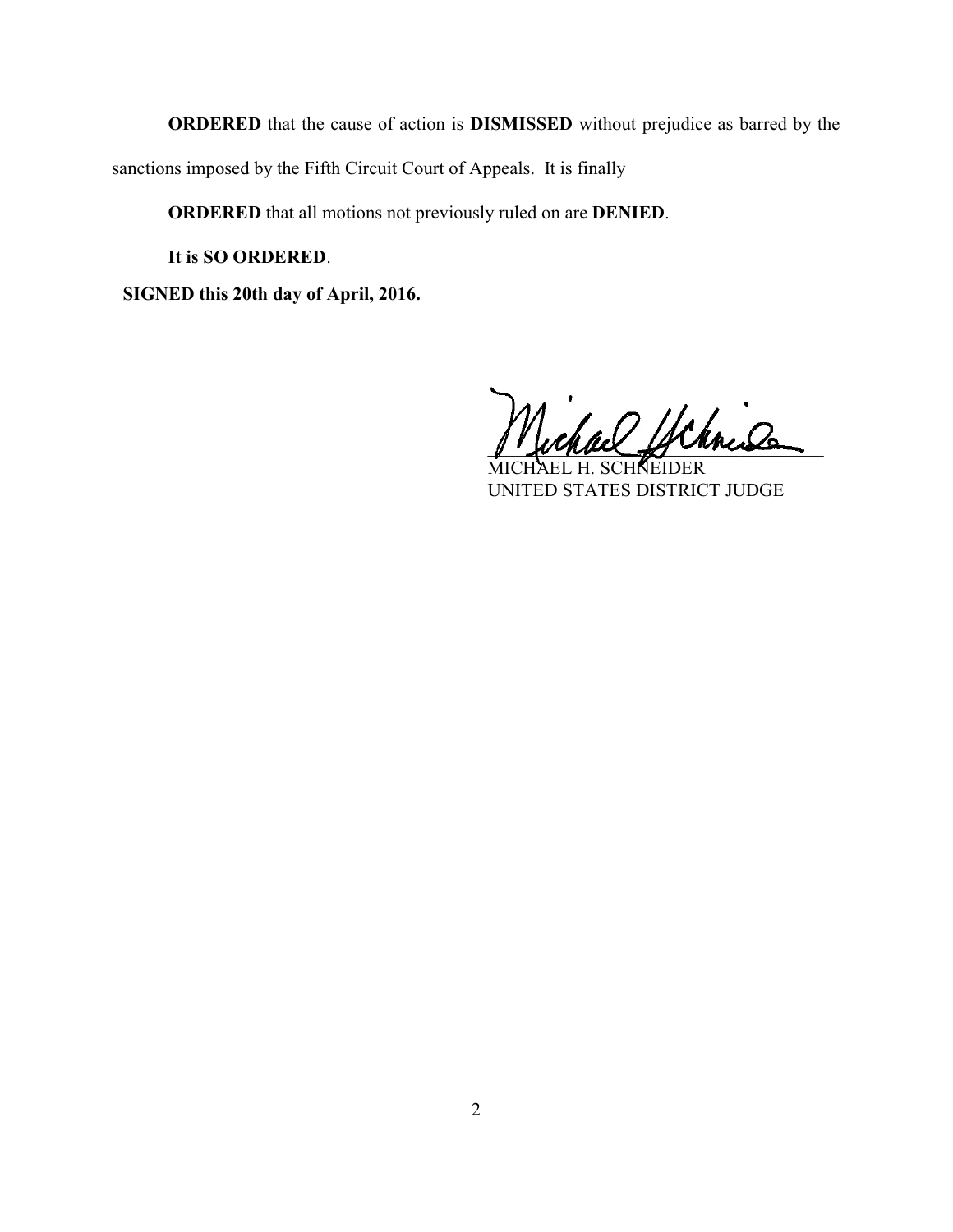**ORDERED** that the cause of action is **DISMISSED** without prejudice as barred by the sanctions imposed by the Fifth Circuit Court of Appeals. It is finally

**ORDERED** that all motions not previously ruled on are **DENIED**.

**It is SO ORDERED**.

**SIGNED this 20th day of April, 2016.**

MICHAEL H. SCHNEIDER
UNITED STATES DISTRICT JUDGE